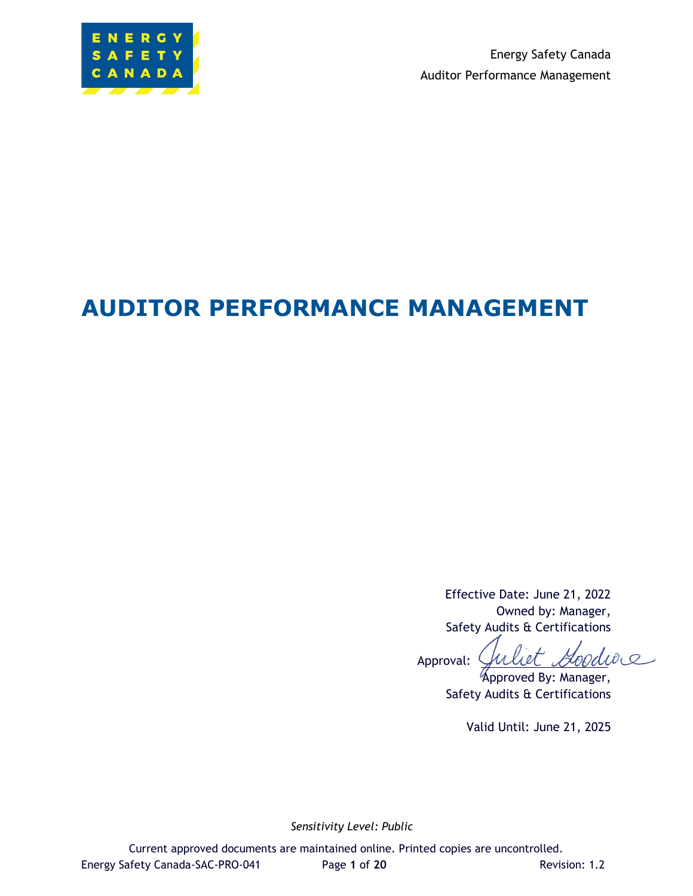Energy Safety Canada
Auditor Performance Management

# AUDITOR PERFORMANCE MANAGEMENT

Effective Date: June 21, 2022
Owned by: Manager,
Safety Audits & Certifications

Approval: Juliet Goodwe
Approved By: Manager,
Safety Audits & Certifications

Valid Until: June 21, 2025

*Sensitivity Level: Public*

Current approved documents are maintained online. Printed copies are uncontrolled.

Energy Safety Canada-SAC-PRO-041 Revision: 1.2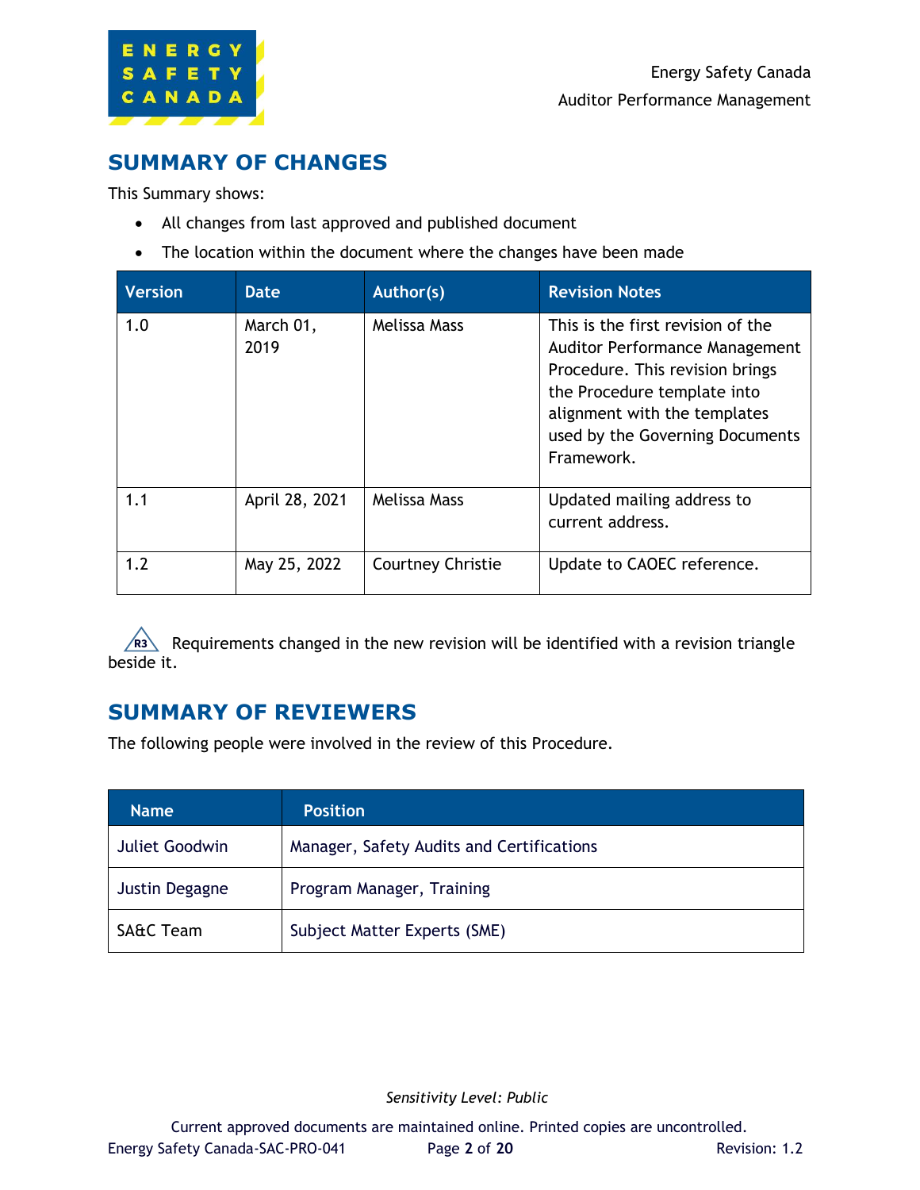## SUMMARY OF CHANGES

This Summary shows:

- All changes from last approved and published document
- The location within the document where the changes have been made

| Version | Date | Author(s) | Revision Notes |
|---|---|---|---|
| 1.0 | March 01, 2019 | Melissa Mass | This is the first revision of the Auditor Performance Management Procedure. This revision brings the Procedure template into alignment with the templates used by the Governing Documents Framework. |
| 1.1 | April 28, 2021 | Melissa Mass | Updated mailing address to current address. |
| 1.2 | May 25, 2022 | Courtney Christie | Update to CAOEC reference. |

R3 Requirements changed in the new revision will be identified with a revision triangle beside it.

## SUMMARY OF REVIEWERS

The following people were involved in the review of this Procedure.

| Name | Position |
|---|---|
| Juliet Goodwin | Manager, Safety Audits and Certifications |
| Justin Degagne | Program Manager, Training |
| SA&C Team | Subject Matter Experts (SME) |

*Sensitivity Level: Public*

Current approved documents are maintained online. Printed copies are uncontrolled.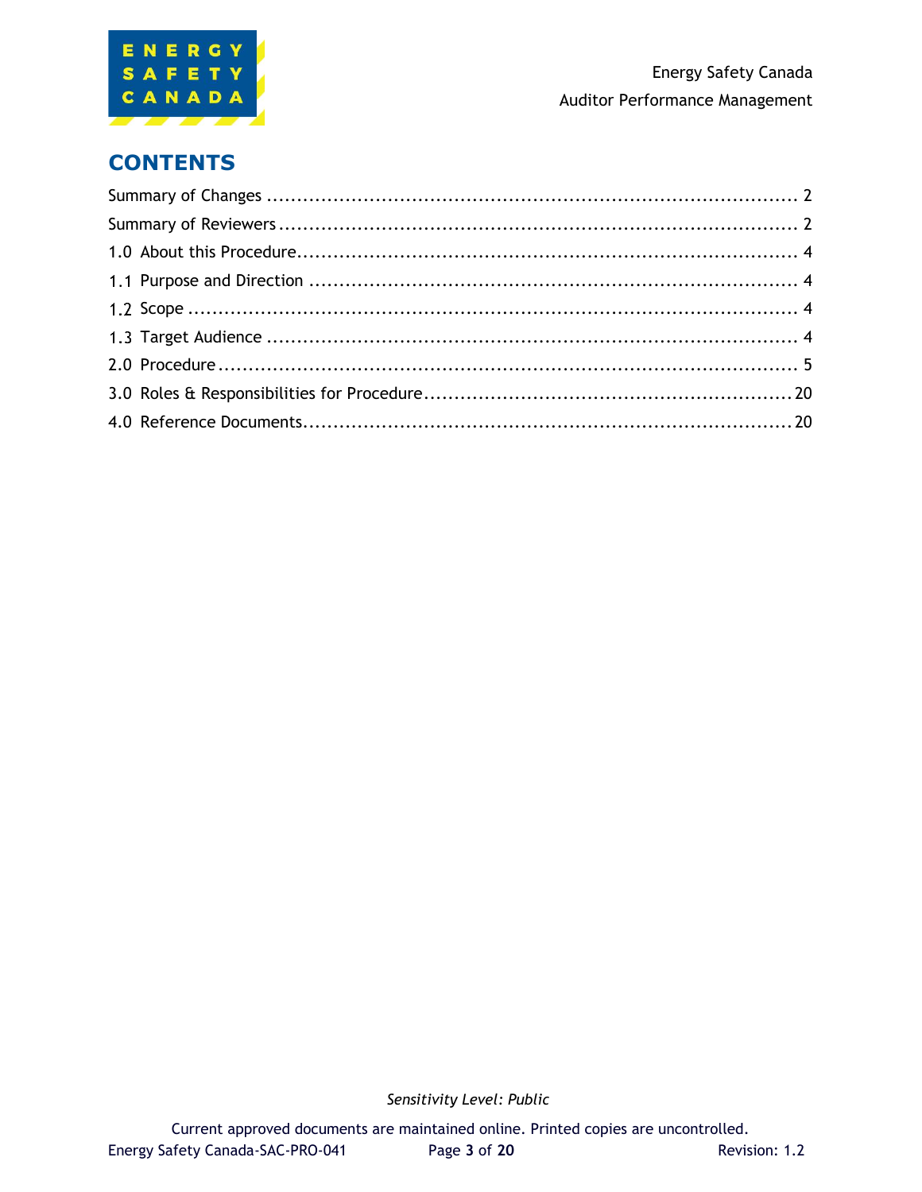# CONTENTS

Summary of Changes ........................................................................................ 2

Summary of Reviewers ...................................................................................... 2

1.0 About this Procedure.................................................................................... 4

1.1 Purpose and Direction ................................................................................. 4

1.2 Scope ........................................................................................................ 4

1.3 Target Audience ......................................................................................... 4

2.0 Procedure ................................................................................................. 5

3.0 Roles & Responsibilities for Procedure .............................................................20

4.0 Reference Documents..................................................................................20

*Sensitivity Level: Public*

Current approved documents are maintained online. Printed copies are uncontrolled.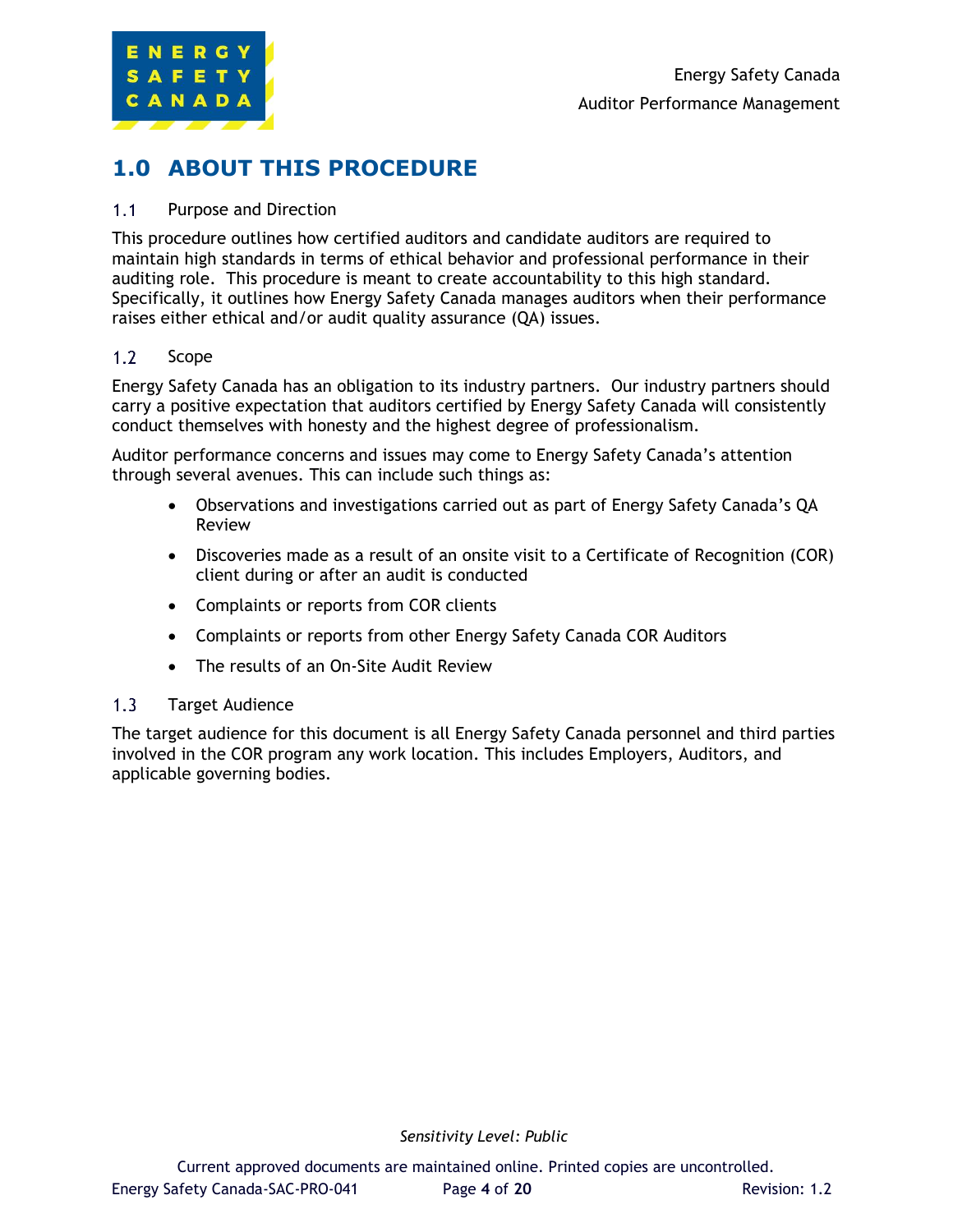# 1.0 ABOUT THIS PROCEDURE

## 1.1 Purpose and Direction

This procedure outlines how certified auditors and candidate auditors are required to maintain high standards in terms of ethical behavior and professional performance in their auditing role. This procedure is meant to create accountability to this high standard. Specifically, it outlines how Energy Safety Canada manages auditors when their performance raises either ethical and/or audit quality assurance (QA) issues.

## 1.2 Scope

Energy Safety Canada has an obligation to its industry partners. Our industry partners should carry a positive expectation that auditors certified by Energy Safety Canada will consistently conduct themselves with honesty and the highest degree of professionalism.

Auditor performance concerns and issues may come to Energy Safety Canada's attention through several avenues. This can include such things as:

- Observations and investigations carried out as part of Energy Safety Canada's QA Review
- Discoveries made as a result of an onsite visit to a Certificate of Recognition (COR) client during or after an audit is conducted
- Complaints or reports from COR clients
- Complaints or reports from other Energy Safety Canada COR Auditors
- The results of an On-Site Audit Review

## 1.3 Target Audience

The target audience for this document is all Energy Safety Canada personnel and third parties involved in the COR program any work location. This includes Employers, Auditors, and applicable governing bodies.

*Sensitivity Level: Public*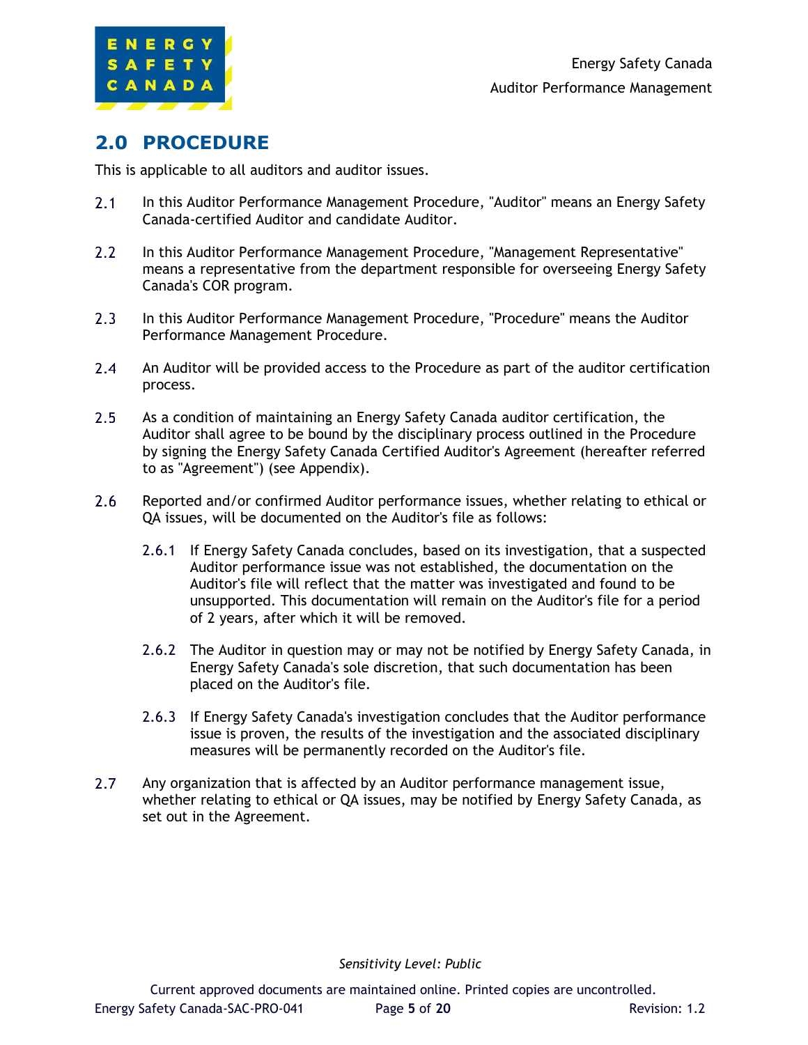## 2.0 PROCEDURE

This is applicable to all auditors and auditor issues.

2.1 In this Auditor Performance Management Procedure, "Auditor" means an Energy Safety Canada-certified Auditor and candidate Auditor.

2.2 In this Auditor Performance Management Procedure, "Management Representative" means a representative from the department responsible for overseeing Energy Safety Canada's COR program.

2.3 In this Auditor Performance Management Procedure, "Procedure" means the Auditor Performance Management Procedure.

2.4 An Auditor will be provided access to the Procedure as part of the auditor certification process.

2.5 As a condition of maintaining an Energy Safety Canada auditor certification, the Auditor shall agree to be bound by the disciplinary process outlined in the Procedure by signing the Energy Safety Canada Certified Auditor's Agreement (hereafter referred to as "Agreement") (see Appendix).

2.6 Reported and/or confirmed Auditor performance issues, whether relating to ethical or QA issues, will be documented on the Auditor's file as follows:

> 2.6.1 If Energy Safety Canada concludes, based on its investigation, that a suspected Auditor performance issue was not established, the documentation on the Auditor's file will reflect that the matter was investigated and found to be unsupported. This documentation will remain on the Auditor's file for a period of 2 years, after which it will be removed.
>
> 2.6.2 The Auditor in question may or may not be notified by Energy Safety Canada, in Energy Safety Canada's sole discretion, that such documentation has been placed on the Auditor's file.
>
> 2.6.3 If Energy Safety Canada's investigation concludes that the Auditor performance issue is proven, the results of the investigation and the associated disciplinary measures will be permanently recorded on the Auditor's file.

2.7 Any organization that is affected by an Auditor performance management issue, whether relating to ethical or QA issues, may be notified by Energy Safety Canada, as set out in the Agreement.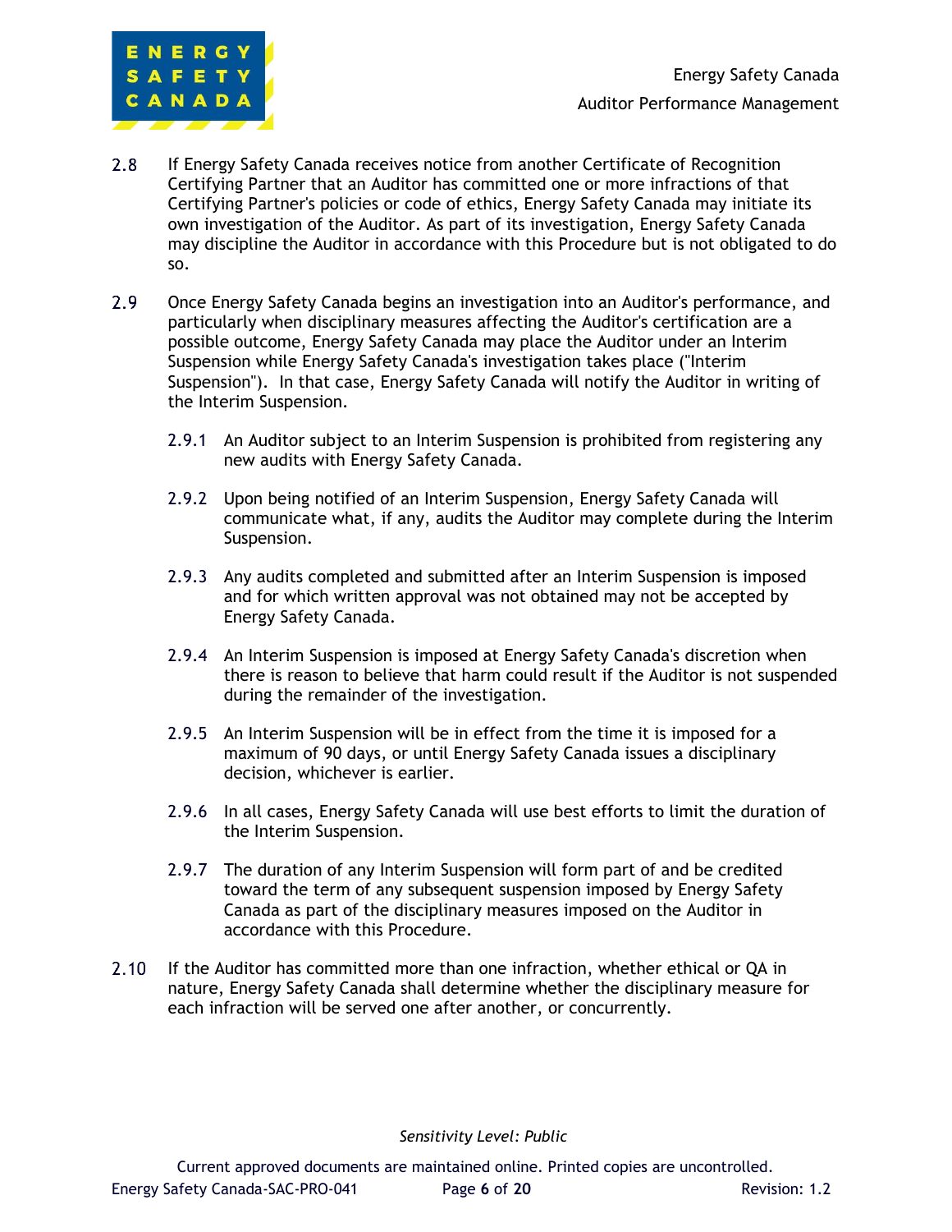2.8 If Energy Safety Canada receives notice from another Certificate of Recognition Certifying Partner that an Auditor has committed one or more infractions of that Certifying Partner's policies or code of ethics, Energy Safety Canada may initiate its own investigation of the Auditor. As part of its investigation, Energy Safety Canada may discipline the Auditor in accordance with this Procedure but is not obligated to do so.

2.9 Once Energy Safety Canada begins an investigation into an Auditor's performance, and particularly when disciplinary measures affecting the Auditor's certification are a possible outcome, Energy Safety Canada may place the Auditor under an Interim Suspension while Energy Safety Canada's investigation takes place ("Interim Suspension"). In that case, Energy Safety Canada will notify the Auditor in writing of the Interim Suspension.

  2.9.1 An Auditor subject to an Interim Suspension is prohibited from registering any new audits with Energy Safety Canada.

  2.9.2 Upon being notified of an Interim Suspension, Energy Safety Canada will communicate what, if any, audits the Auditor may complete during the Interim Suspension.

  2.9.3 Any audits completed and submitted after an Interim Suspension is imposed and for which written approval was not obtained may not be accepted by Energy Safety Canada.

  2.9.4 An Interim Suspension is imposed at Energy Safety Canada's discretion when there is reason to believe that harm could result if the Auditor is not suspended during the remainder of the investigation.

  2.9.5 An Interim Suspension will be in effect from the time it is imposed for a maximum of 90 days, or until Energy Safety Canada issues a disciplinary decision, whichever is earlier.

  2.9.6 In all cases, Energy Safety Canada will use best efforts to limit the duration of the Interim Suspension.

  2.9.7 The duration of any Interim Suspension will form part of and be credited toward the term of any subsequent suspension imposed by Energy Safety Canada as part of the disciplinary measures imposed on the Auditor in accordance with this Procedure.

2.10 If the Auditor has committed more than one infraction, whether ethical or QA in nature, Energy Safety Canada shall determine whether the disciplinary measure for each infraction will be served one after another, or concurrently.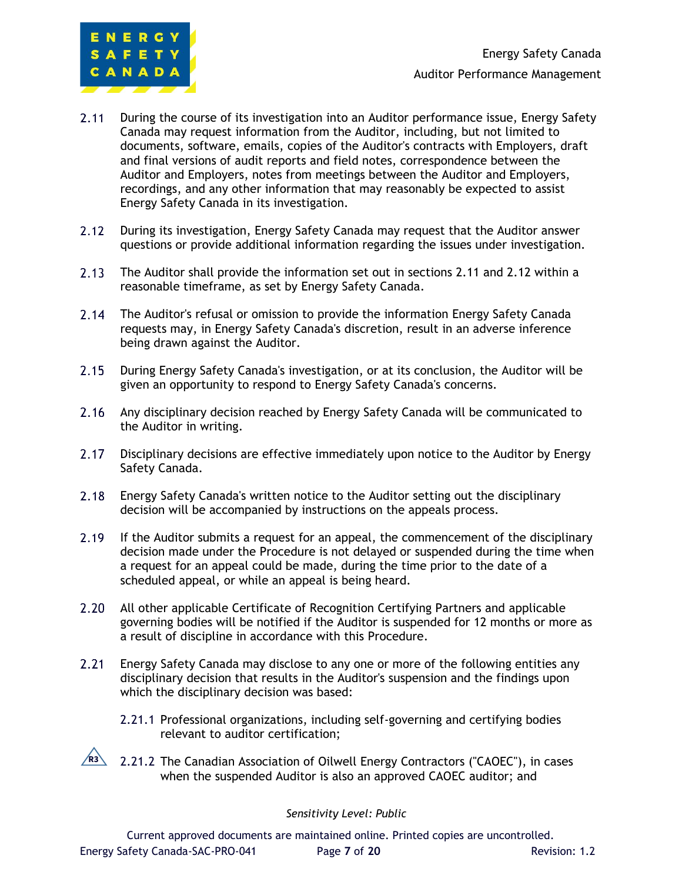2.11 During the course of its investigation into an Auditor performance issue, Energy Safety Canada may request information from the Auditor, including, but not limited to documents, software, emails, copies of the Auditor's contracts with Employers, draft and final versions of audit reports and field notes, correspondence between the Auditor and Employers, notes from meetings between the Auditor and Employers, recordings, and any other information that may reasonably be expected to assist Energy Safety Canada in its investigation.

2.12 During its investigation, Energy Safety Canada may request that the Auditor answer questions or provide additional information regarding the issues under investigation.

2.13 The Auditor shall provide the information set out in sections 2.11 and 2.12 within a reasonable timeframe, as set by Energy Safety Canada.

2.14 The Auditor's refusal or omission to provide the information Energy Safety Canada requests may, in Energy Safety Canada's discretion, result in an adverse inference being drawn against the Auditor.

2.15 During Energy Safety Canada's investigation, or at its conclusion, the Auditor will be given an opportunity to respond to Energy Safety Canada's concerns.

2.16 Any disciplinary decision reached by Energy Safety Canada will be communicated to the Auditor in writing.

2.17 Disciplinary decisions are effective immediately upon notice to the Auditor by Energy Safety Canada.

2.18 Energy Safety Canada's written notice to the Auditor setting out the disciplinary decision will be accompanied by instructions on the appeals process.

2.19 If the Auditor submits a request for an appeal, the commencement of the disciplinary decision made under the Procedure is not delayed or suspended during the time when a request for an appeal could be made, during the time prior to the date of a scheduled appeal, or while an appeal is being heard.

2.20 All other applicable Certificate of Recognition Certifying Partners and applicable governing bodies will be notified if the Auditor is suspended for 12 months or more as a result of discipline in accordance with this Procedure.

2.21 Energy Safety Canada may disclose to any one or more of the following entities any disciplinary decision that results in the Auditor's suspension and the findings upon which the disciplinary decision was based:

2.21.1 Professional organizations, including self-governing and certifying bodies relevant to auditor certification;

R3 2.21.2 The Canadian Association of Oilwell Energy Contractors ("CAOEC"), in cases when the suspended Auditor is also an approved CAOEC auditor; and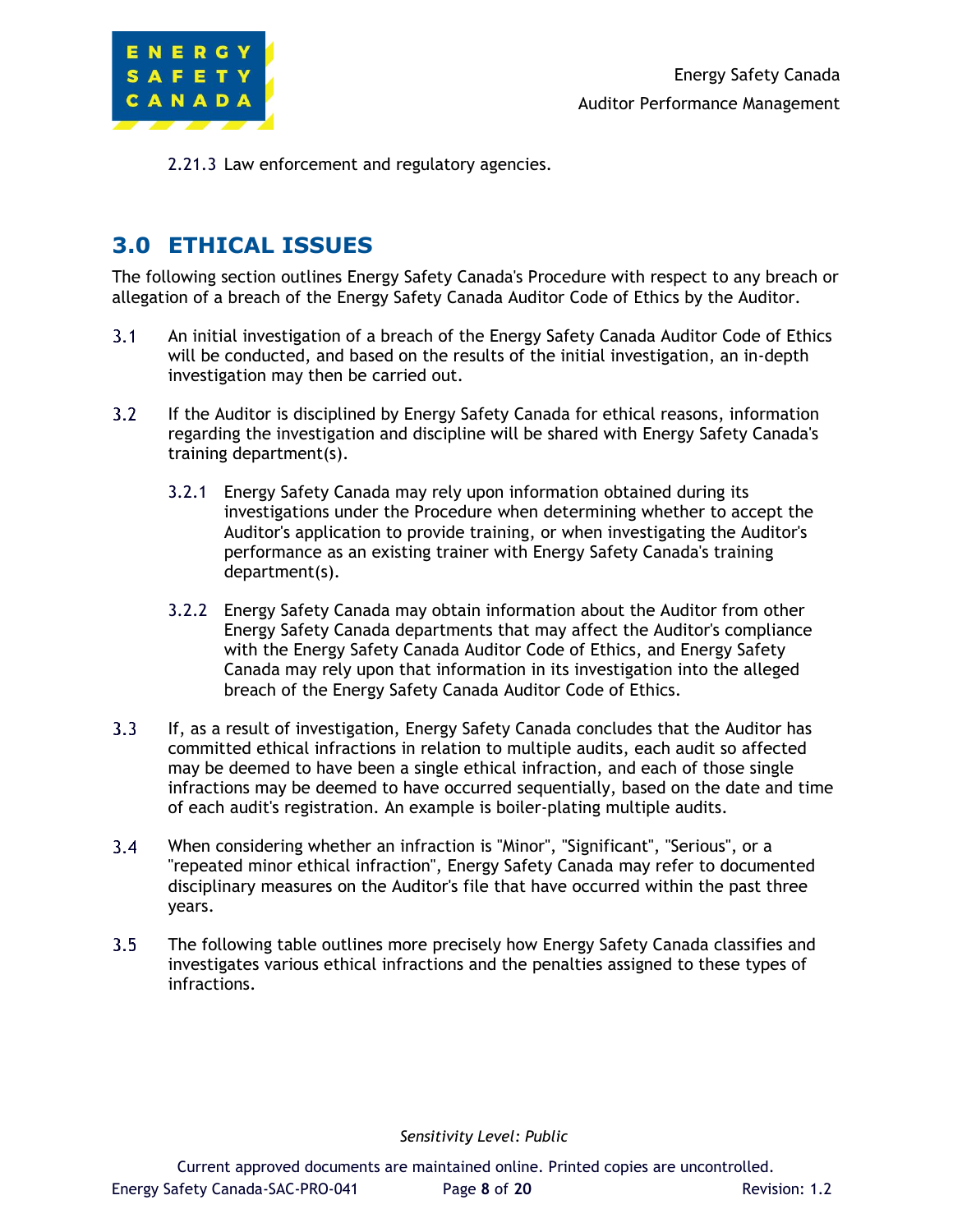2.21.3 Law enforcement and regulatory agencies.

## 3.0 ETHICAL ISSUES

The following section outlines Energy Safety Canada's Procedure with respect to any breach or allegation of a breach of the Energy Safety Canada Auditor Code of Ethics by the Auditor.

3.1 An initial investigation of a breach of the Energy Safety Canada Auditor Code of Ethics will be conducted, and based on the results of the initial investigation, an in-depth investigation may then be carried out.

3.2 If the Auditor is disciplined by Energy Safety Canada for ethical reasons, information regarding the investigation and discipline will be shared with Energy Safety Canada's training department(s).

3.2.1 Energy Safety Canada may rely upon information obtained during its investigations under the Procedure when determining whether to accept the Auditor's application to provide training, or when investigating the Auditor's performance as an existing trainer with Energy Safety Canada's training department(s).

3.2.2 Energy Safety Canada may obtain information about the Auditor from other Energy Safety Canada departments that may affect the Auditor's compliance with the Energy Safety Canada Auditor Code of Ethics, and Energy Safety Canada may rely upon that information in its investigation into the alleged breach of the Energy Safety Canada Auditor Code of Ethics.

3.3 If, as a result of investigation, Energy Safety Canada concludes that the Auditor has committed ethical infractions in relation to multiple audits, each audit so affected may be deemed to have been a single ethical infraction, and each of those single infractions may be deemed to have occurred sequentially, based on the date and time of each audit's registration. An example is boiler-plating multiple audits.

3.4 When considering whether an infraction is "Minor", "Significant", "Serious", or a "repeated minor ethical infraction", Energy Safety Canada may refer to documented disciplinary measures on the Auditor's file that have occurred within the past three years.

3.5 The following table outlines more precisely how Energy Safety Canada classifies and investigates various ethical infractions and the penalties assigned to these types of infractions.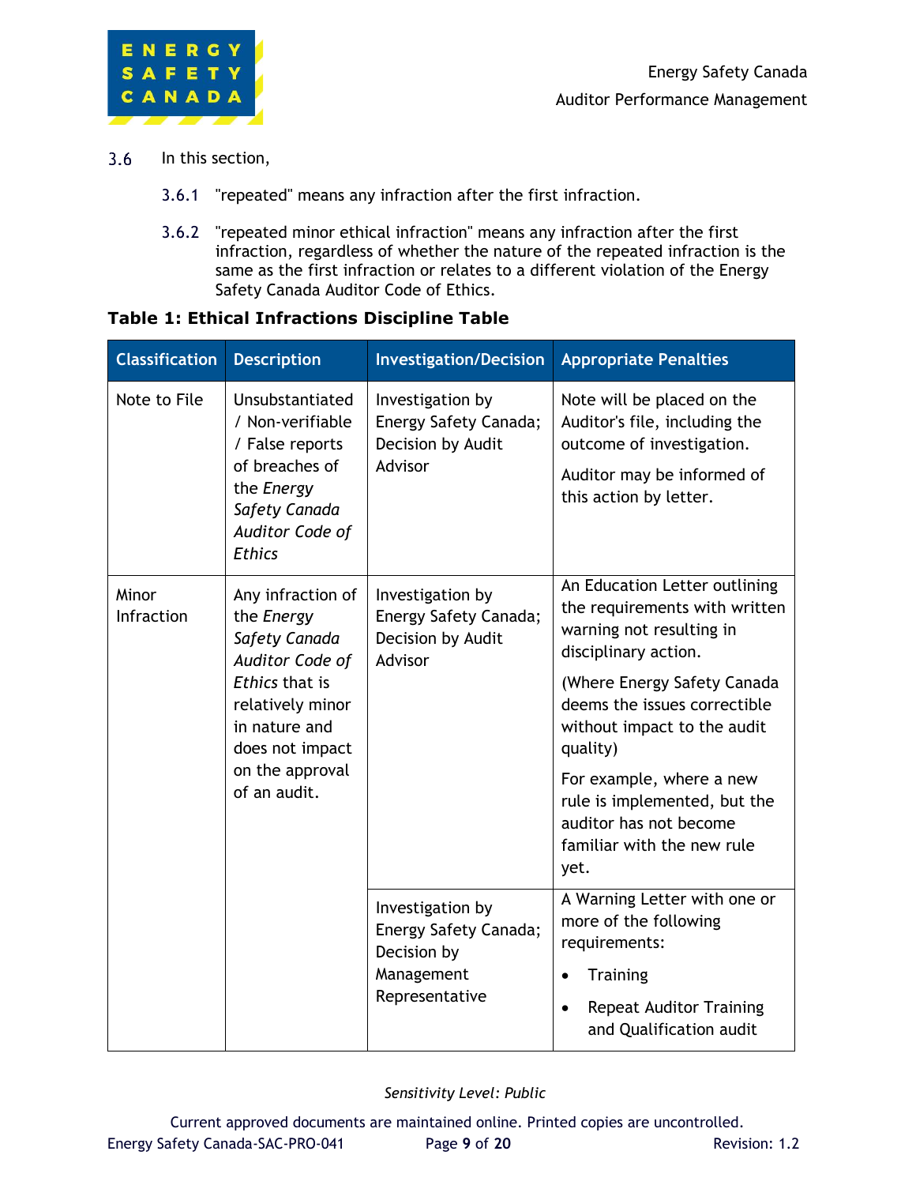3.6 In this section,

3.6.1 "repeated" means any infraction after the first infraction.

3.6.2 "repeated minor ethical infraction" means any infraction after the first infraction, regardless of whether the nature of the repeated infraction is the same as the first infraction or relates to a different violation of the Energy Safety Canada Auditor Code of Ethics.

**Table 1: Ethical Infractions Discipline Table**

| Classification | Description | Investigation/Decision | Appropriate Penalties |
|---|---|---|---|
| Note to File | Unsubstantiated / Non-verifiable / False reports of breaches of the *Energy Safety Canada Auditor Code of Ethics* | Investigation by Energy Safety Canada; Decision by Audit Advisor | Note will be placed on the Auditor's file, including the outcome of investigation.<br><br>Auditor may be informed of this action by letter. |
| Minor Infraction | Any infraction of the *Energy Safety Canada Auditor Code of Ethics* that is relatively minor in nature and does not impact on the approval of an audit. | Investigation by Energy Safety Canada; Decision by Audit Advisor | An Education Letter outlining the requirements with written warning not resulting in disciplinary action.<br><br>(Where Energy Safety Canada deems the issues correctible without impact to the audit quality)<br><br>For example, where a new rule is implemented, but the auditor has not become familiar with the new rule yet. |
| | | Investigation by Energy Safety Canada; Decision by Management Representative | A Warning Letter with one or more of the following requirements:<br><br>• Training<br><br>• Repeat Auditor Training and Qualification audit |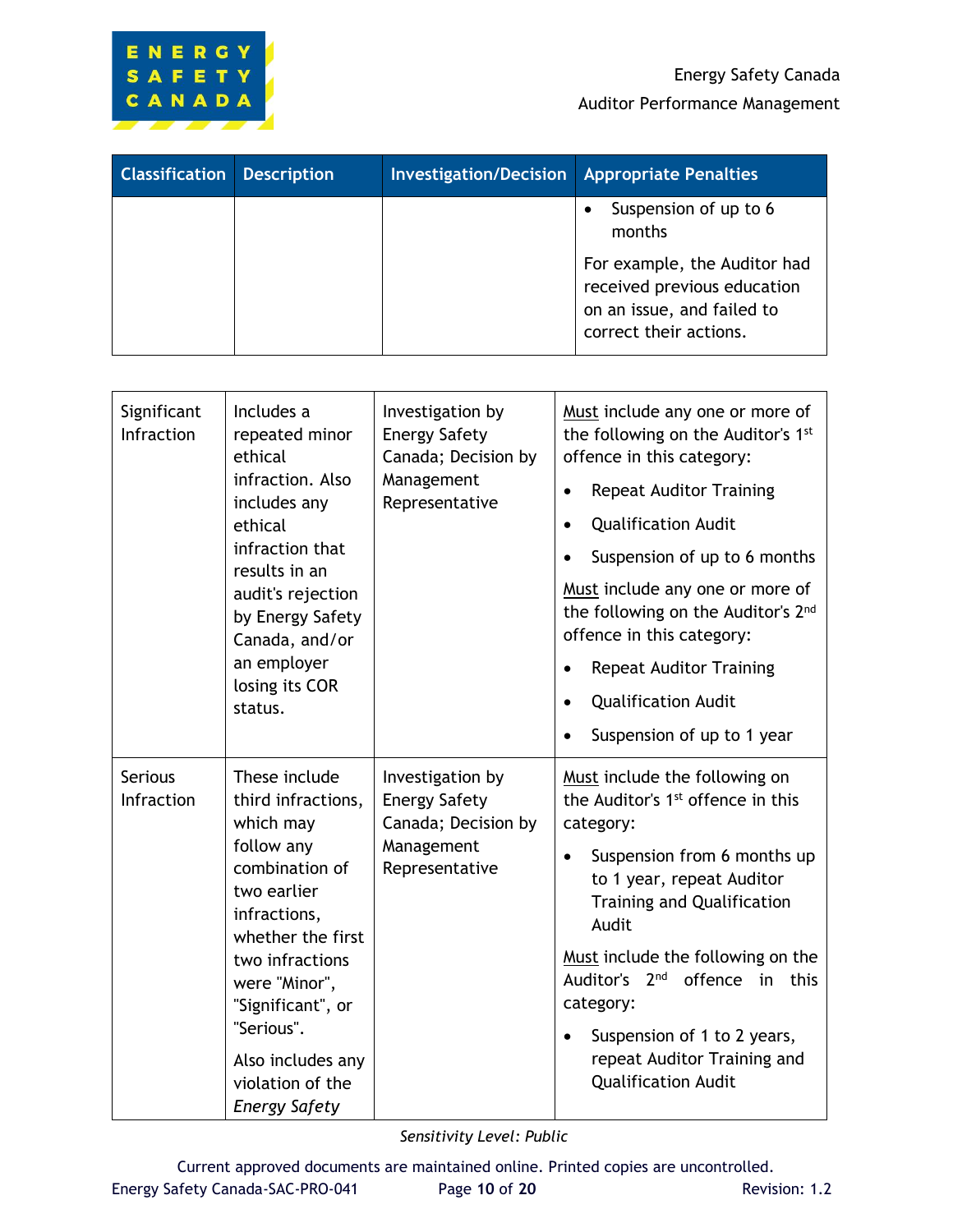| Classification | Description | Investigation/Decision | Appropriate Penalties |
|---|---|---|---|
| | | | • Suspension of up to 6 months<br><br>For example, the Auditor had received previous education on an issue, and failed to correct their actions. |

| | | | |
|---|---|---|---|
| Significant Infraction | Includes a repeated minor ethical infraction. Also includes any ethical infraction that results in an audit's rejection by Energy Safety Canada, and/or an employer losing its COR status. | Investigation by Energy Safety Canada; Decision by Management Representative | Must include any one or more of the following on the Auditor's 1st offence in this category:<br>• Repeat Auditor Training<br>• Qualification Audit<br>• Suspension of up to 6 months<br><br>Must include any one or more of the following on the Auditor's 2nd offence in this category:<br>• Repeat Auditor Training<br>• Qualification Audit<br>• Suspension of up to 1 year |
| Serious Infraction | These include third infractions, which may follow any combination of two earlier infractions, whether the first two infractions were "Minor", "Significant", or "Serious".<br><br>Also includes any violation of the *Energy Safety* | Investigation by Energy Safety Canada; Decision by Management Representative | Must include the following on the Auditor's 1st offence in this category:<br>• Suspension from 6 months up to 1 year, repeat Auditor Training and Qualification Audit<br><br>Must include the following on the Auditor's 2nd offence in this category:<br>• Suspension of 1 to 2 years, repeat Auditor Training and Qualification Audit |

*Sensitivity Level: Public*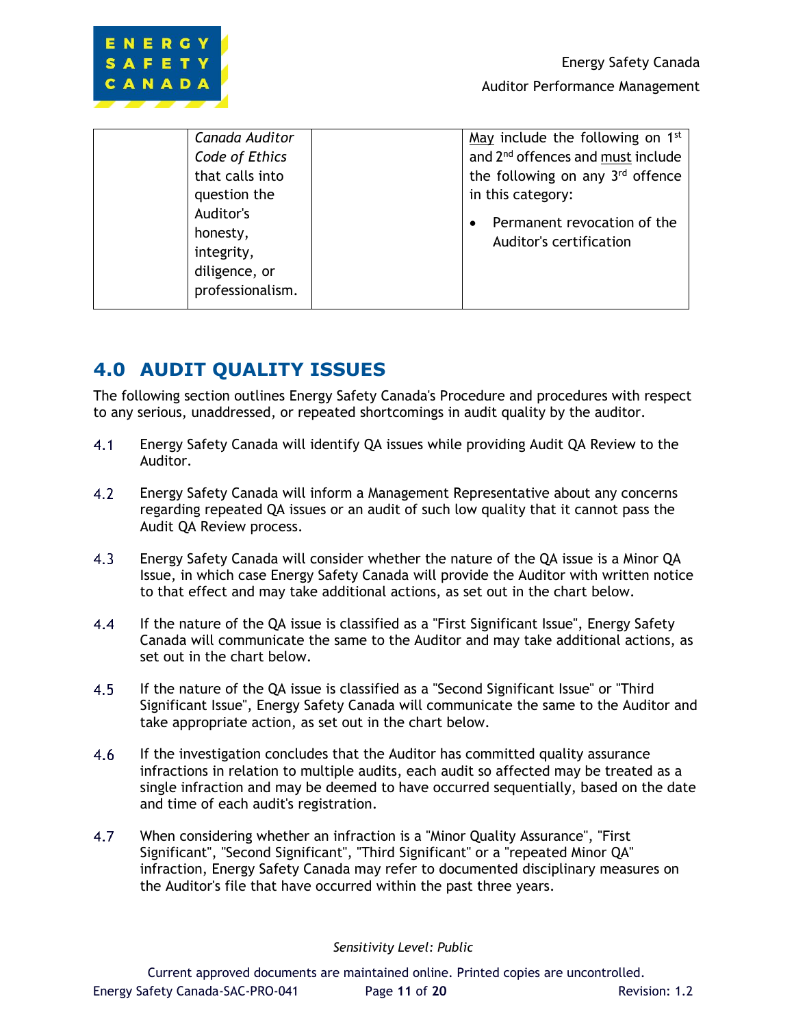| | | | |
|---|---|---|---|
| | *Canada Auditor Code of Ethics* that calls into question the Auditor's honesty, integrity, diligence, or professionalism. | | May include the following on 1st and 2nd offences and must include the following on any 3rd offence in this category:<br>• Permanent revocation of the Auditor's certification |

## 4.0 AUDIT QUALITY ISSUES

The following section outlines Energy Safety Canada's Procedure and procedures with respect to any serious, unaddressed, or repeated shortcomings in audit quality by the auditor.

4.1 Energy Safety Canada will identify QA issues while providing Audit QA Review to the Auditor.

4.2 Energy Safety Canada will inform a Management Representative about any concerns regarding repeated QA issues or an audit of such low quality that it cannot pass the Audit QA Review process.

4.3 Energy Safety Canada will consider whether the nature of the QA issue is a Minor QA Issue, in which case Energy Safety Canada will provide the Auditor with written notice to that effect and may take additional actions, as set out in the chart below.

4.4 If the nature of the QA issue is classified as a "First Significant Issue", Energy Safety Canada will communicate the same to the Auditor and may take additional actions, as set out in the chart below.

4.5 If the nature of the QA issue is classified as a "Second Significant Issue" or "Third Significant Issue", Energy Safety Canada will communicate the same to the Auditor and take appropriate action, as set out in the chart below.

4.6 If the investigation concludes that the Auditor has committed quality assurance infractions in relation to multiple audits, each audit so affected may be treated as a single infraction and may be deemed to have occurred sequentially, based on the date and time of each audit's registration.

4.7 When considering whether an infraction is a "Minor Quality Assurance", "First Significant", "Second Significant", "Third Significant" or a "repeated Minor QA" infraction, Energy Safety Canada may refer to documented disciplinary measures on the Auditor's file that have occurred within the past three years.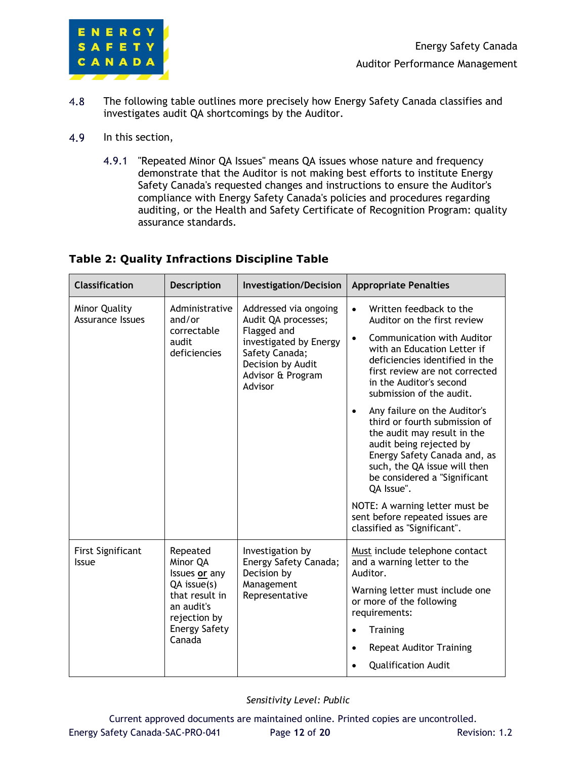4.8 The following table outlines more precisely how Energy Safety Canada classifies and investigates audit QA shortcomings by the Auditor.

4.9 In this section,

4.9.1 "Repeated Minor QA Issues" means QA issues whose nature and frequency demonstrate that the Auditor is not making best efforts to institute Energy Safety Canada's requested changes and instructions to ensure the Auditor's compliance with Energy Safety Canada's policies and procedures regarding auditing, or the Health and Safety Certificate of Recognition Program: quality assurance standards.

### Table 2: Quality Infractions Discipline Table

| Classification | Description | Investigation/Decision | Appropriate Penalties |
|---|---|---|---|
| Minor Quality Assurance Issues | Administrative and/or correctable audit deficiencies | Addressed via ongoing Audit QA processes; Flagged and investigated by Energy Safety Canada; Decision by Audit Advisor & Program Advisor | • Written feedback to the Auditor on the first review<br>• Communication with Auditor with an Education Letter if deficiencies identified in the first review are not corrected in the Auditor's second submission of the audit.<br>• Any failure on the Auditor's third or fourth submission of the audit may result in the audit being rejected by Energy Safety Canada and, as such, the QA issue will then be considered a "Significant QA Issue".<br>NOTE: A warning letter must be sent before repeated issues are classified as "Significant". |
| First Significant Issue | Repeated Minor QA Issues **or** any QA issue(s) that result in an audit's rejection by Energy Safety Canada | Investigation by Energy Safety Canada; Decision by Management Representative | <u>Must</u> include telephone contact and a warning letter to the Auditor.<br>Warning letter must include one or more of the following requirements:<br>• Training<br>• Repeat Auditor Training<br>• Qualification Audit |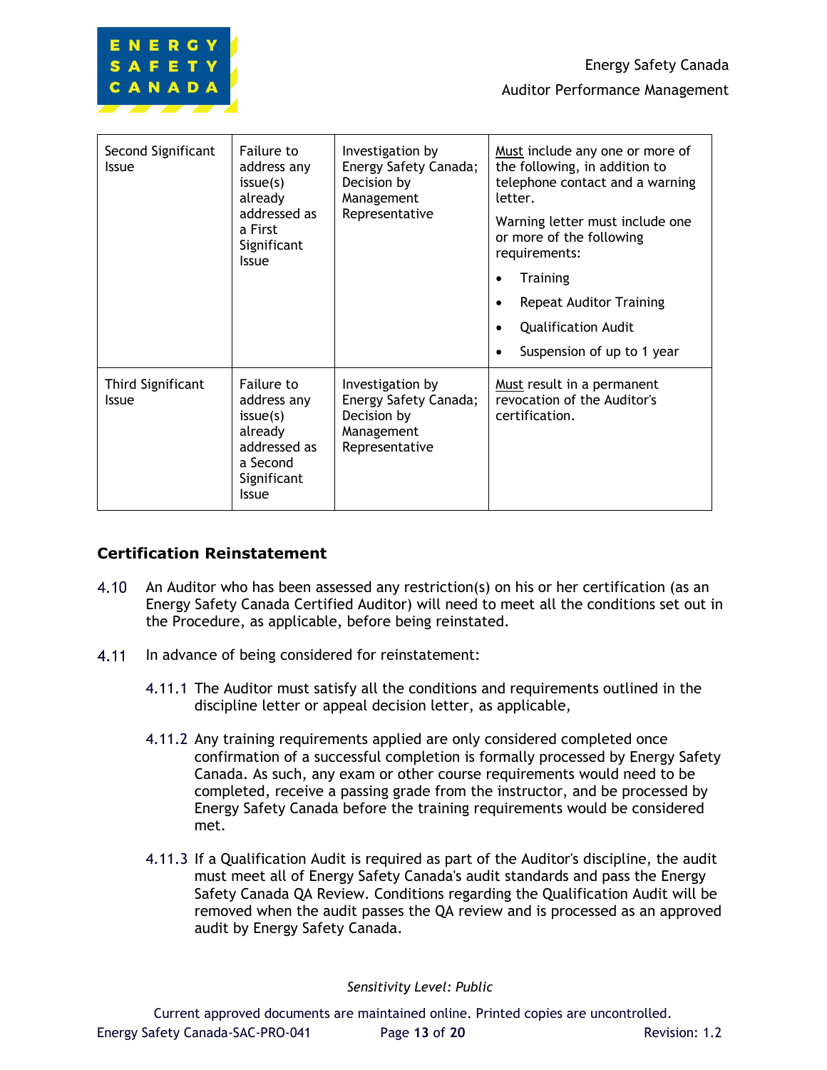| | | | |
|---|---|---|---|
| Second Significant Issue | Failure to address any issue(s) already addressed as a First Significant Issue | Investigation by Energy Safety Canada; Decision by Management Representative | Must include any one or more of the following, in addition to telephone contact and a warning letter.<br><br>Warning letter must include one or more of the following requirements:<br><br>• Training<br>• Repeat Auditor Training<br>• Qualification Audit<br>• Suspension of up to 1 year |
| Third Significant Issue | Failure to address any issue(s) already addressed as a Second Significant Issue | Investigation by Energy Safety Canada; Decision by Management Representative | Must result in a permanent revocation of the Auditor's certification. |

### Certification Reinstatement

4.10 An Auditor who has been assessed any restriction(s) on his or her certification (as an Energy Safety Canada Certified Auditor) will need to meet all the conditions set out in the Procedure, as applicable, before being reinstated.

4.11 In advance of being considered for reinstatement:

4.11.1 The Auditor must satisfy all the conditions and requirements outlined in the discipline letter or appeal decision letter, as applicable,

4.11.2 Any training requirements applied are only considered completed once confirmation of a successful completion is formally processed by Energy Safety Canada. As such, any exam or other course requirements would need to be completed, receive a passing grade from the instructor, and be processed by Energy Safety Canada before the training requirements would be considered met.

4.11.3 If a Qualification Audit is required as part of the Auditor's discipline, the audit must meet all of Energy Safety Canada's audit standards and pass the Energy Safety Canada QA Review. Conditions regarding the Qualification Audit will be removed when the audit passes the QA review and is processed as an approved audit by Energy Safety Canada.

*Sensitivity Level: Public*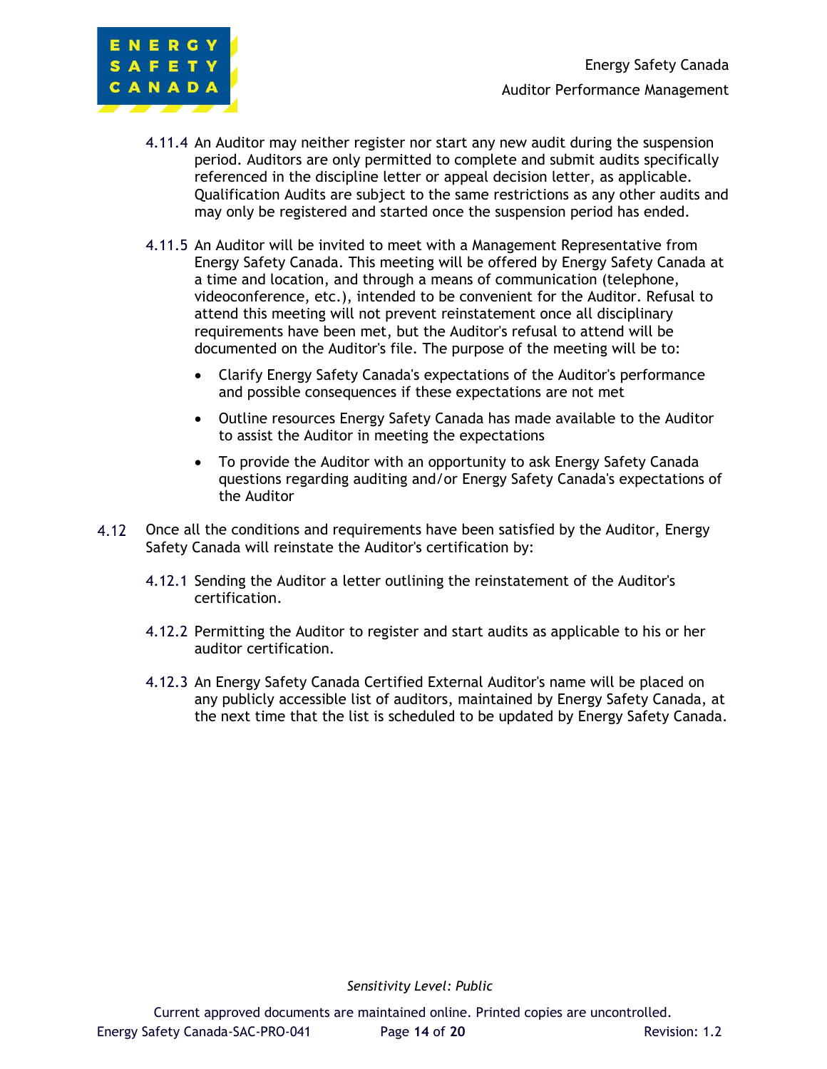4.11.4 An Auditor may neither register nor start any new audit during the suspension period. Auditors are only permitted to complete and submit audits specifically referenced in the discipline letter or appeal decision letter, as applicable. Qualification Audits are subject to the same restrictions as any other audits and may only be registered and started once the suspension period has ended.

4.11.5 An Auditor will be invited to meet with a Management Representative from Energy Safety Canada. This meeting will be offered by Energy Safety Canada at a time and location, and through a means of communication (telephone, videoconference, etc.), intended to be convenient for the Auditor. Refusal to attend this meeting will not prevent reinstatement once all disciplinary requirements have been met, but the Auditor's refusal to attend will be documented on the Auditor's file. The purpose of the meeting will be to:

- Clarify Energy Safety Canada's expectations of the Auditor's performance and possible consequences if these expectations are not met
- Outline resources Energy Safety Canada has made available to the Auditor to assist the Auditor in meeting the expectations
- To provide the Auditor with an opportunity to ask Energy Safety Canada questions regarding auditing and/or Energy Safety Canada's expectations of the Auditor

4.12 Once all the conditions and requirements have been satisfied by the Auditor, Energy Safety Canada will reinstate the Auditor's certification by:

4.12.1 Sending the Auditor a letter outlining the reinstatement of the Auditor's certification.

4.12.2 Permitting the Auditor to register and start audits as applicable to his or her auditor certification.

4.12.3 An Energy Safety Canada Certified External Auditor's name will be placed on any publicly accessible list of auditors, maintained by Energy Safety Canada, at the next time that the list is scheduled to be updated by Energy Safety Canada.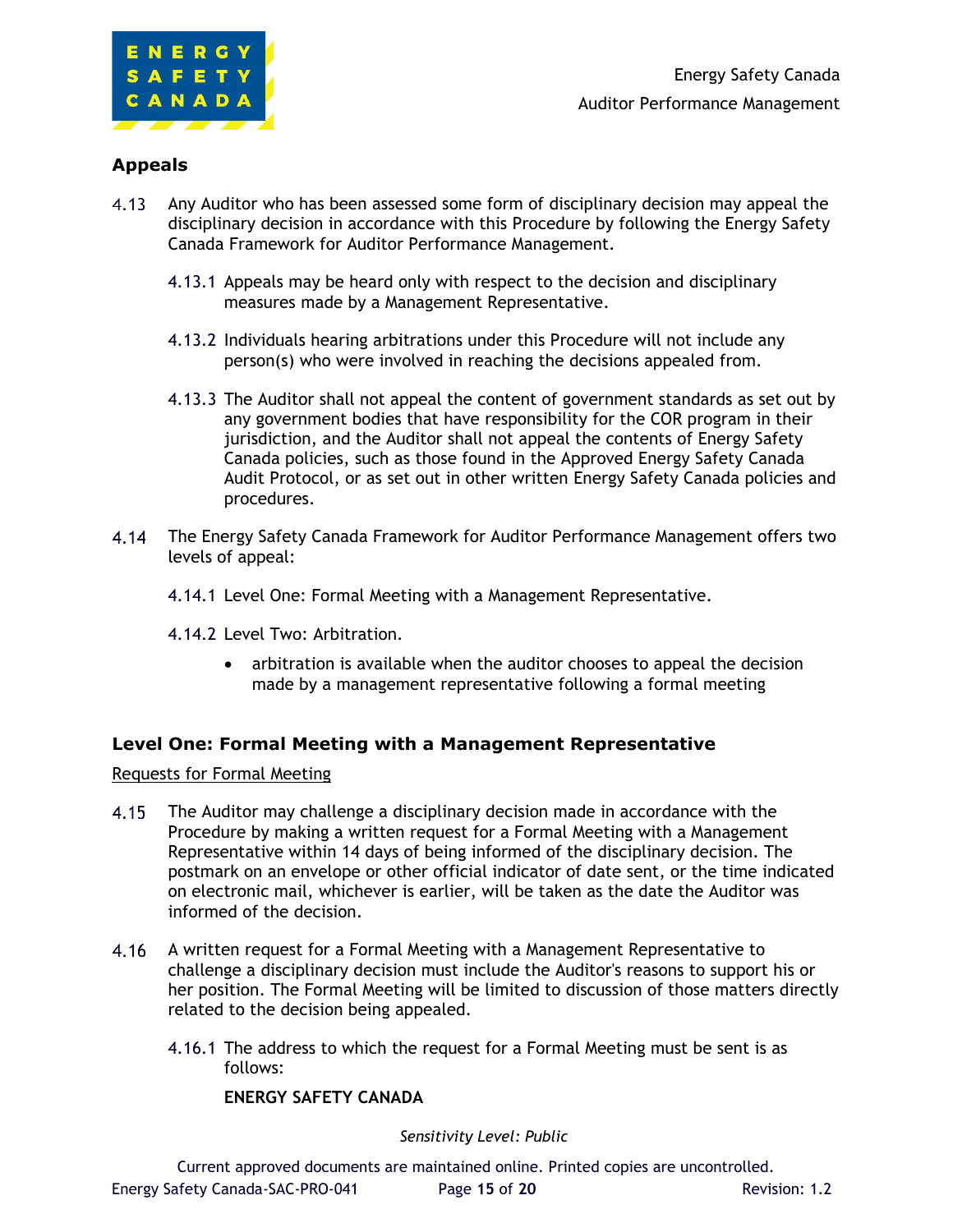## Appeals

4.13 Any Auditor who has been assessed some form of disciplinary decision may appeal the disciplinary decision in accordance with this Procedure by following the Energy Safety Canada Framework for Auditor Performance Management.

4.13.1 Appeals may be heard only with respect to the decision and disciplinary measures made by a Management Representative.

4.13.2 Individuals hearing arbitrations under this Procedure will not include any person(s) who were involved in reaching the decisions appealed from.

4.13.3 The Auditor shall not appeal the content of government standards as set out by any government bodies that have responsibility for the COR program in their jurisdiction, and the Auditor shall not appeal the contents of Energy Safety Canada policies, such as those found in the Approved Energy Safety Canada Audit Protocol, or as set out in other written Energy Safety Canada policies and procedures.

4.14 The Energy Safety Canada Framework for Auditor Performance Management offers two levels of appeal:

4.14.1 Level One: Formal Meeting with a Management Representative.

4.14.2 Level Two: Arbitration.

- arbitration is available when the auditor chooses to appeal the decision made by a management representative following a formal meeting

## Level One: Formal Meeting with a Management Representative

Requests for Formal Meeting

4.15 The Auditor may challenge a disciplinary decision made in accordance with the Procedure by making a written request for a Formal Meeting with a Management Representative within 14 days of being informed of the disciplinary decision. The postmark on an envelope or other official indicator of date sent, or the time indicated on electronic mail, whichever is earlier, will be taken as the date the Auditor was informed of the decision.

4.16 A written request for a Formal Meeting with a Management Representative to challenge a disciplinary decision must include the Auditor's reasons to support his or her position. The Formal Meeting will be limited to discussion of those matters directly related to the decision being appealed.

4.16.1 The address to which the request for a Formal Meeting must be sent is as follows:

**ENERGY SAFETY CANADA**

*Sensitivity Level: Public*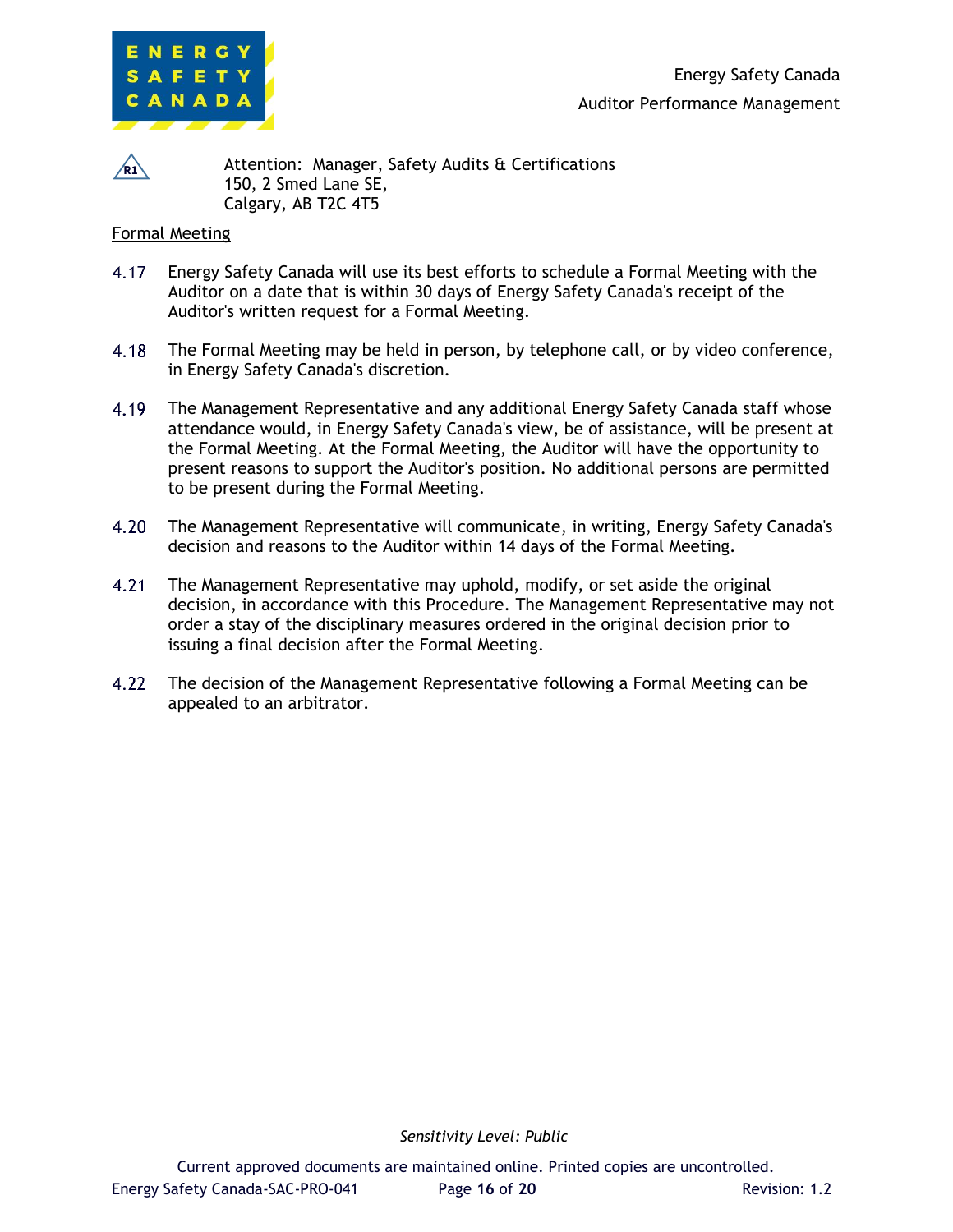R1

Attention: Manager, Safety Audits & Certifications
150, 2 Smed Lane SE,
Calgary, AB T2C 4T5

Formal Meeting

4.17 Energy Safety Canada will use its best efforts to schedule a Formal Meeting with the Auditor on a date that is within 30 days of Energy Safety Canada's receipt of the Auditor's written request for a Formal Meeting.

4.18 The Formal Meeting may be held in person, by telephone call, or by video conference, in Energy Safety Canada's discretion.

4.19 The Management Representative and any additional Energy Safety Canada staff whose attendance would, in Energy Safety Canada's view, be of assistance, will be present at the Formal Meeting. At the Formal Meeting, the Auditor will have the opportunity to present reasons to support the Auditor's position. No additional persons are permitted to be present during the Formal Meeting.

4.20 The Management Representative will communicate, in writing, Energy Safety Canada's decision and reasons to the Auditor within 14 days of the Formal Meeting.

4.21 The Management Representative may uphold, modify, or set aside the original decision, in accordance with this Procedure. The Management Representative may not order a stay of the disciplinary measures ordered in the original decision prior to issuing a final decision after the Formal Meeting.

4.22 The decision of the Management Representative following a Formal Meeting can be appealed to an arbitrator.

*Sensitivity Level: Public*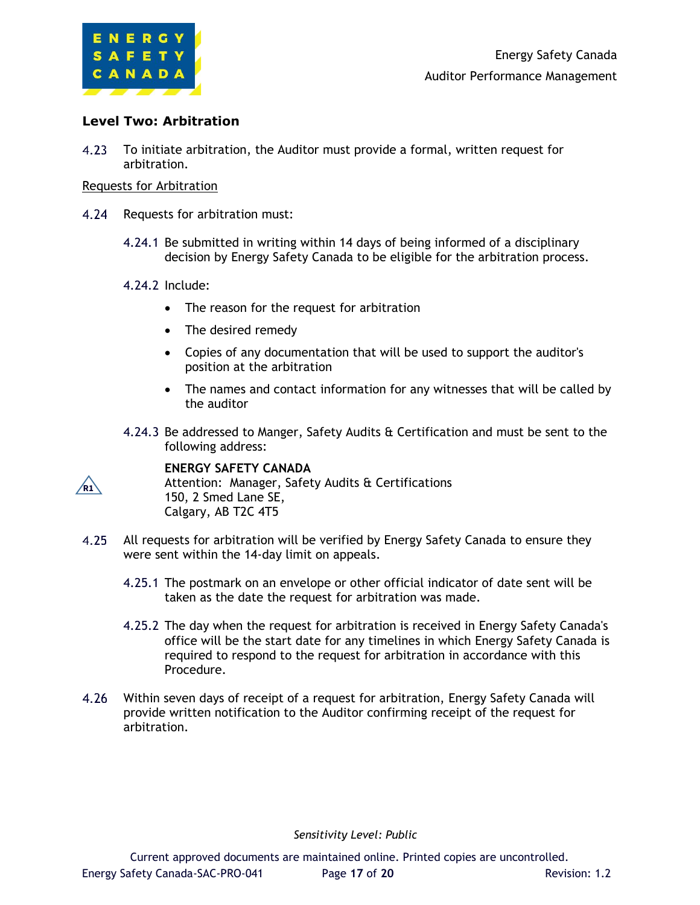### Level Two: Arbitration

4.23 To initiate arbitration, the Auditor must provide a formal, written request for arbitration.

Requests for Arbitration

4.24 Requests for arbitration must:

4.24.1 Be submitted in writing within 14 days of being informed of a disciplinary decision by Energy Safety Canada to be eligible for the arbitration process.

4.24.2 Include:

- The reason for the request for arbitration
- The desired remedy
- Copies of any documentation that will be used to support the auditor's position at the arbitration
- The names and contact information for any witnesses that will be called by the auditor

4.24.3 Be addressed to Manger, Safety Audits & Certification and must be sent to the following address:

R1

**ENERGY SAFETY CANADA**
Attention: Manager, Safety Audits & Certifications
150, 2 Smed Lane SE,
Calgary, AB T2C 4T5

4.25 All requests for arbitration will be verified by Energy Safety Canada to ensure they were sent within the 14-day limit on appeals.

4.25.1 The postmark on an envelope or other official indicator of date sent will be taken as the date the request for arbitration was made.

4.25.2 The day when the request for arbitration is received in Energy Safety Canada's office will be the start date for any timelines in which Energy Safety Canada is required to respond to the request for arbitration in accordance with this Procedure.

4.26 Within seven days of receipt of a request for arbitration, Energy Safety Canada will provide written notification to the Auditor confirming receipt of the request for arbitration.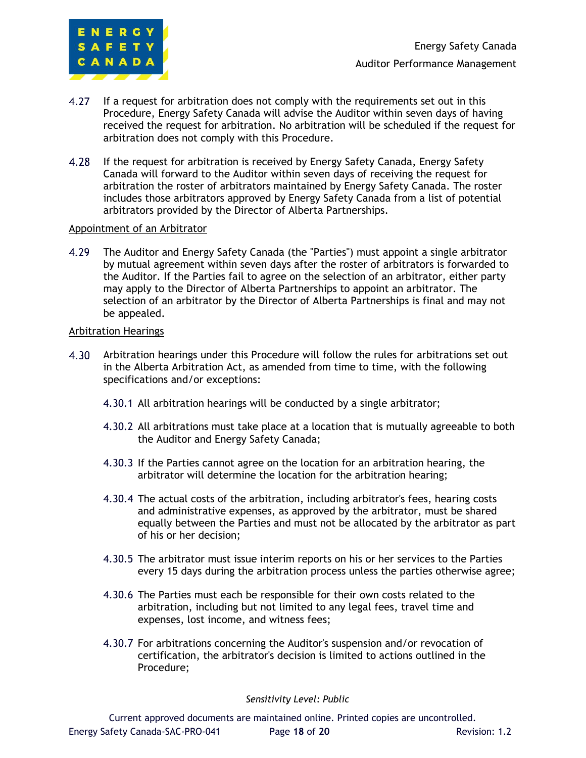4.27 If a request for arbitration does not comply with the requirements set out in this Procedure, Energy Safety Canada will advise the Auditor within seven days of having received the request for arbitration. No arbitration will be scheduled if the request for arbitration does not comply with this Procedure.

4.28 If the request for arbitration is received by Energy Safety Canada, Energy Safety Canada will forward to the Auditor within seven days of receiving the request for arbitration the roster of arbitrators maintained by Energy Safety Canada. The roster includes those arbitrators approved by Energy Safety Canada from a list of potential arbitrators provided by the Director of Alberta Partnerships.

<u>Appointment of an Arbitrator</u>

4.29 The Auditor and Energy Safety Canada (the "Parties") must appoint a single arbitrator by mutual agreement within seven days after the roster of arbitrators is forwarded to the Auditor. If the Parties fail to agree on the selection of an arbitrator, either party may apply to the Director of Alberta Partnerships to appoint an arbitrator. The selection of an arbitrator by the Director of Alberta Partnerships is final and may not be appealed.

<u>Arbitration Hearings</u>

4.30 Arbitration hearings under this Procedure will follow the rules for arbitrations set out in the Alberta Arbitration Act, as amended from time to time, with the following specifications and/or exceptions:

4.30.1 All arbitration hearings will be conducted by a single arbitrator;

4.30.2 All arbitrations must take place at a location that is mutually agreeable to both the Auditor and Energy Safety Canada;

4.30.3 If the Parties cannot agree on the location for an arbitration hearing, the arbitrator will determine the location for the arbitration hearing;

4.30.4 The actual costs of the arbitration, including arbitrator's fees, hearing costs and administrative expenses, as approved by the arbitrator, must be shared equally between the Parties and must not be allocated by the arbitrator as part of his or her decision;

4.30.5 The arbitrator must issue interim reports on his or her services to the Parties every 15 days during the arbitration process unless the parties otherwise agree;

4.30.6 The Parties must each be responsible for their own costs related to the arbitration, including but not limited to any legal fees, travel time and expenses, lost income, and witness fees;

4.30.7 For arbitrations concerning the Auditor's suspension and/or revocation of certification, the arbitrator's decision is limited to actions outlined in the Procedure;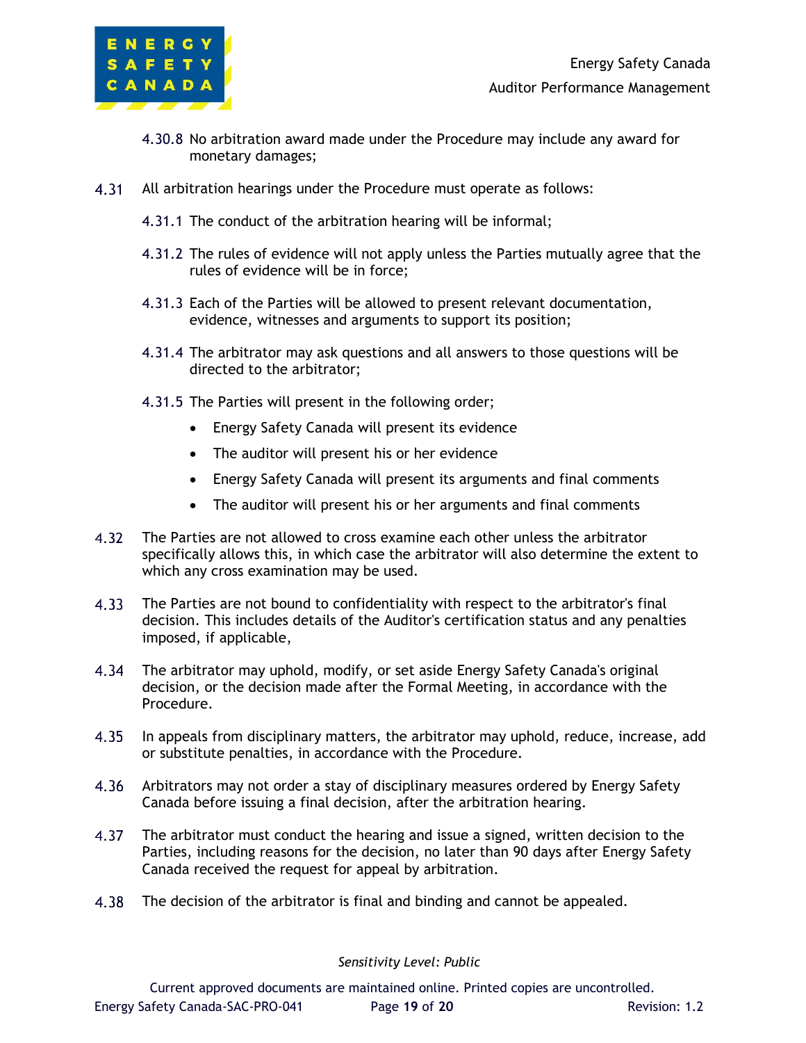4.30.8 No arbitration award made under the Procedure may include any award for monetary damages;

4.31 All arbitration hearings under the Procedure must operate as follows:

4.31.1 The conduct of the arbitration hearing will be informal;

4.31.2 The rules of evidence will not apply unless the Parties mutually agree that the rules of evidence will be in force;

4.31.3 Each of the Parties will be allowed to present relevant documentation, evidence, witnesses and arguments to support its position;

4.31.4 The arbitrator may ask questions and all answers to those questions will be directed to the arbitrator;

4.31.5 The Parties will present in the following order;

- Energy Safety Canada will present its evidence
- The auditor will present his or her evidence
- Energy Safety Canada will present its arguments and final comments
- The auditor will present his or her arguments and final comments

4.32 The Parties are not allowed to cross examine each other unless the arbitrator specifically allows this, in which case the arbitrator will also determine the extent to which any cross examination may be used.

4.33 The Parties are not bound to confidentiality with respect to the arbitrator's final decision. This includes details of the Auditor's certification status and any penalties imposed, if applicable,

4.34 The arbitrator may uphold, modify, or set aside Energy Safety Canada's original decision, or the decision made after the Formal Meeting, in accordance with the Procedure.

4.35 In appeals from disciplinary matters, the arbitrator may uphold, reduce, increase, add or substitute penalties, in accordance with the Procedure.

4.36 Arbitrators may not order a stay of disciplinary measures ordered by Energy Safety Canada before issuing a final decision, after the arbitration hearing.

4.37 The arbitrator must conduct the hearing and issue a signed, written decision to the Parties, including reasons for the decision, no later than 90 days after Energy Safety Canada received the request for appeal by arbitration.

4.38 The decision of the arbitrator is final and binding and cannot be appealed.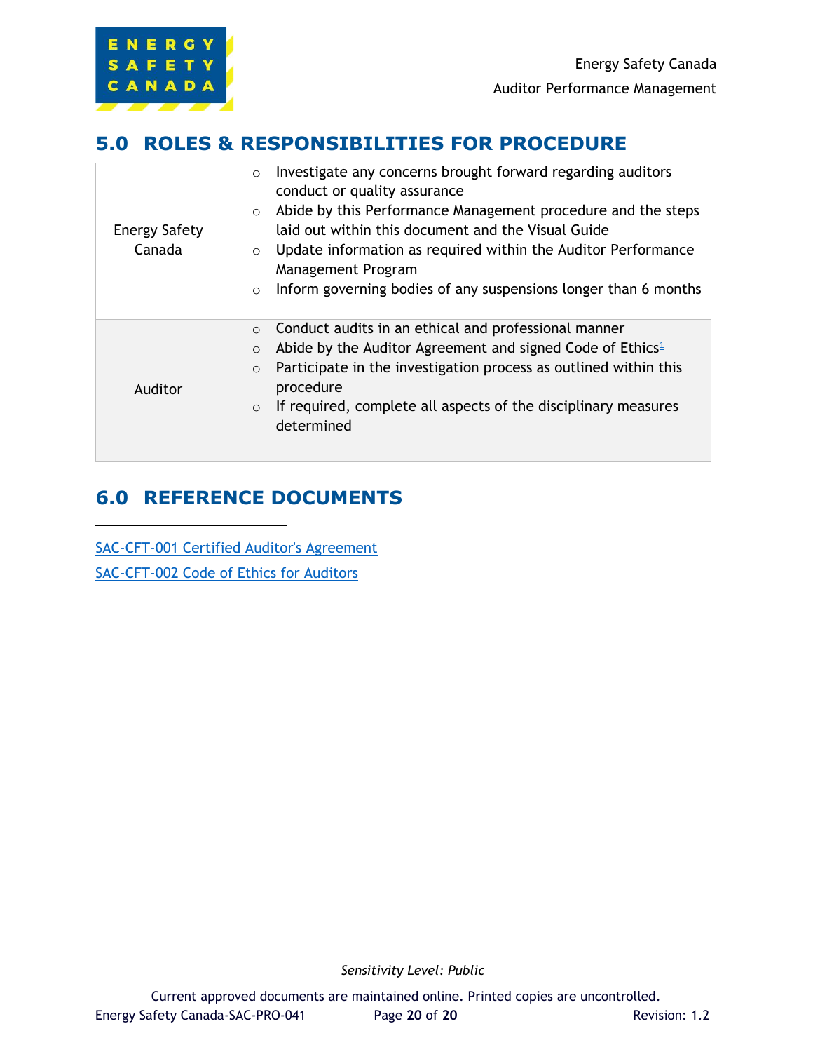## 5.0 ROLES & RESPONSIBILITIES FOR PROCEDURE

| | |
|---|---|
| Energy Safety Canada | ○ Investigate any concerns brought forward regarding auditors conduct or quality assurance<br>○ Abide by this Performance Management procedure and the steps laid out within this document and the Visual Guide<br>○ Update information as required within the Auditor Performance Management Program<br>○ Inform governing bodies of any suspensions longer than 6 months |
| Auditor | ○ Conduct audits in an ethical and professional manner<br>○ Abide by the Auditor Agreement and signed Code of Ethics[1]<br>○ Participate in the investigation process as outlined within this procedure<br>○ If required, complete all aspects of the disciplinary measures determined |

## 6.0 REFERENCE DOCUMENTS

---

SAC-CFT-001 Certified Auditor's Agreement

SAC-CFT-002 Code of Ethics for Auditors

*Sensitivity Level: Public*

Current approved documents are maintained online. Printed copies are uncontrolled.